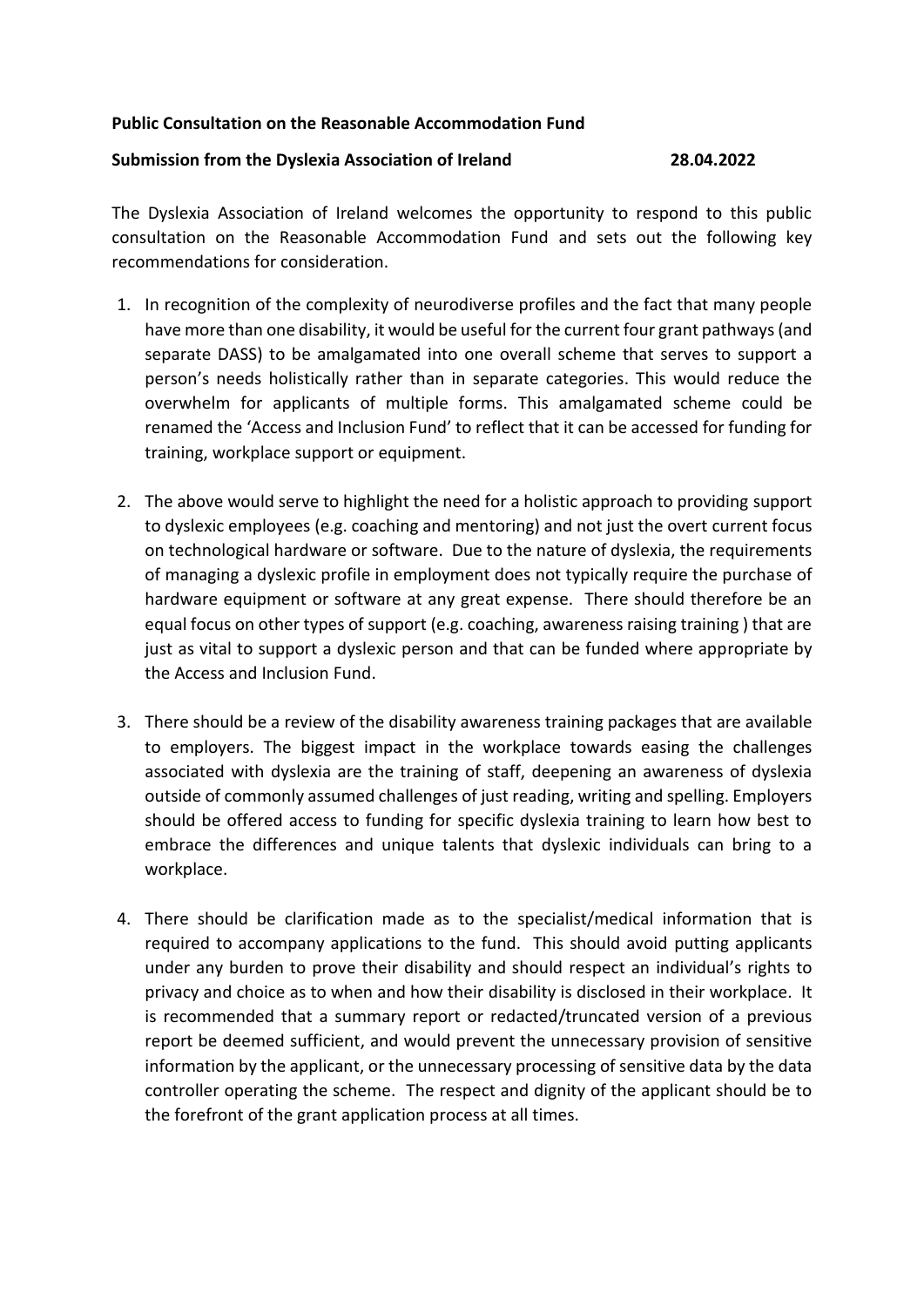**Public Consultation on the Reasonable Accommodation Fund**

**Submission from the Dyslexia Association of Ireland 28.04.2022**

The Dyslexia Association of Ireland welcomes the opportunity to respond to this public consultation on the Reasonable Accommodation Fund and sets out the following key recommendations for consideration.

1. In recognition of the complexity of neurodiverse profiles and the fact that many people have more than one disability, it would be useful for the current four grant pathways (and separate DASS) to be amalgamated into one overall scheme that serves to support a person's needs holistically rather than in separate categories. This would reduce the overwhelm for applicants of multiple forms. This amalgamated scheme could be renamed the 'Access and Inclusion Fund' to reflect that it can be accessed for funding for training, workplace support or equipment.

2. The above would serve to highlight the need for a holistic approach to providing support to dyslexic employees (e.g. coaching and mentoring) and not just the overt current focus on technological hardware or software. Due to the nature of dyslexia, the requirements of managing a dyslexic profile in employment does not typically require the purchase of hardware equipment or software at any great expense. There should therefore be an equal focus on other types of support (e.g. coaching, awareness raising training ) that are just as vital to support a dyslexic person and that can be funded where appropriate by the Access and Inclusion Fund.

3. There should be a review of the disability awareness training packages that are available to employers. The biggest impact in the workplace towards easing the challenges associated with dyslexia are the training of staff, deepening an awareness of dyslexia outside of commonly assumed challenges of just reading, writing and spelling. Employers should be offered access to funding for specific dyslexia training to learn how best to embrace the differences and unique talents that dyslexic individuals can bring to a workplace.

4. There should be clarification made as to the specialist/medical information that is required to accompany applications to the fund. This should avoid putting applicants under any burden to prove their disability and should respect an individual's rights to privacy and choice as to when and how their disability is disclosed in their workplace. It is recommended that a summary report or redacted/truncated version of a previous report be deemed sufficient, and would prevent the unnecessary provision of sensitive information by the applicant, or the unnecessary processing of sensitive data by the data controller operating the scheme. The respect and dignity of the applicant should be to the forefront of the grant application process at all times.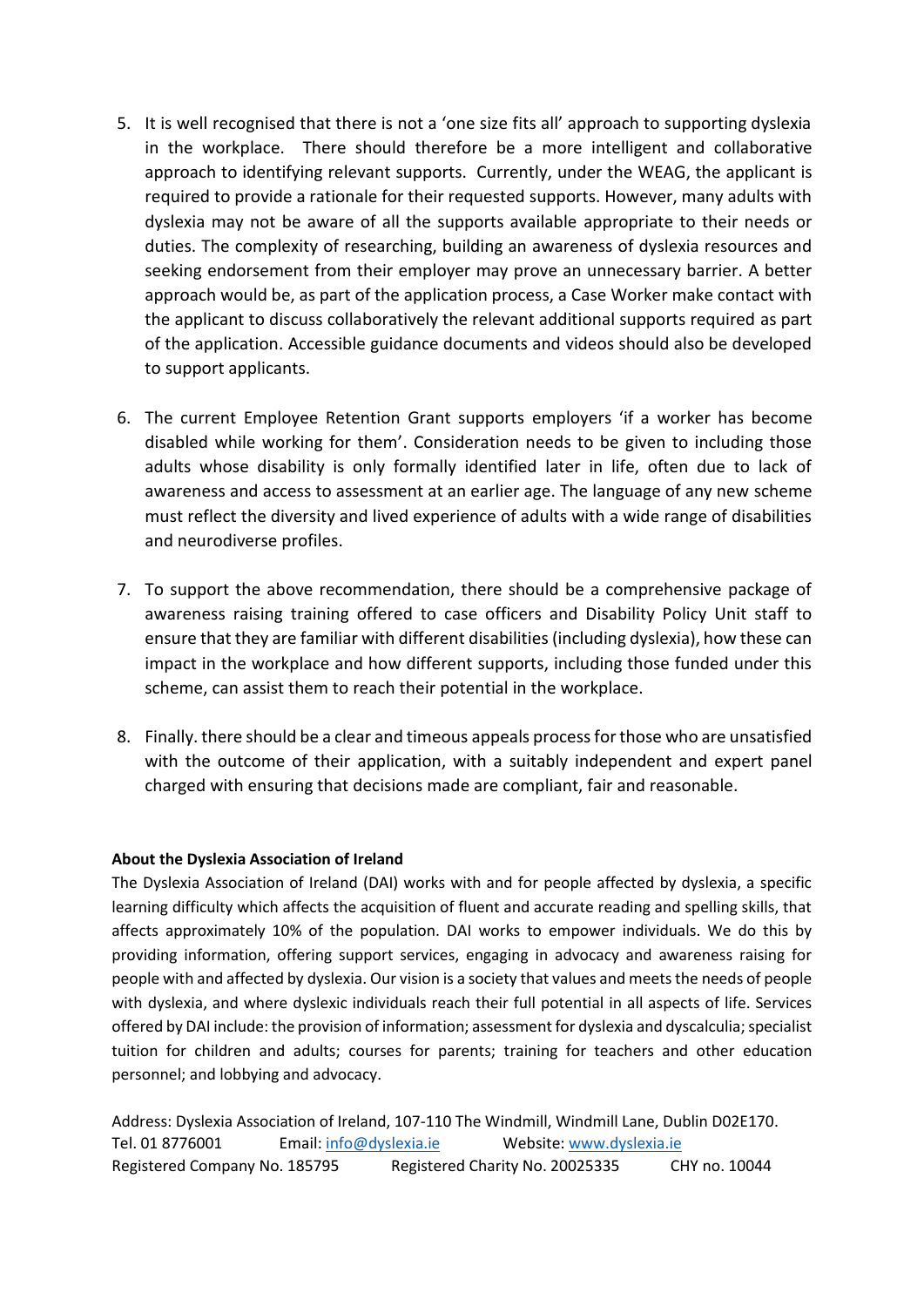5. It is well recognised that there is not a 'one size fits all' approach to supporting dyslexia in the workplace. There should therefore be a more intelligent and collaborative approach to identifying relevant supports. Currently, under the WEAG, the applicant is required to provide a rationale for their requested supports. However, many adults with dyslexia may not be aware of all the supports available appropriate to their needs or duties. The complexity of researching, building an awareness of dyslexia resources and seeking endorsement from their employer may prove an unnecessary barrier. A better approach would be, as part of the application process, a Case Worker make contact with the applicant to discuss collaboratively the relevant additional supports required as part of the application. Accessible guidance documents and videos should also be developed to support applicants.

6. The current Employee Retention Grant supports employers 'if a worker has become disabled while working for them'. Consideration needs to be given to including those adults whose disability is only formally identified later in life, often due to lack of awareness and access to assessment at an earlier age. The language of any new scheme must reflect the diversity and lived experience of adults with a wide range of disabilities and neurodiverse profiles.

7. To support the above recommendation, there should be a comprehensive package of awareness raising training offered to case officers and Disability Policy Unit staff to ensure that they are familiar with different disabilities (including dyslexia), how these can impact in the workplace and how different supports, including those funded under this scheme, can assist them to reach their potential in the workplace.

8. Finally. there should be a clear and timeous appeals process for those who are unsatisfied with the outcome of their application, with a suitably independent and expert panel charged with ensuring that decisions made are compliant, fair and reasonable.

**About the Dyslexia Association of Ireland**

The Dyslexia Association of Ireland (DAI) works with and for people affected by dyslexia, a specific learning difficulty which affects the acquisition of fluent and accurate reading and spelling skills, that affects approximately 10% of the population. DAI works to empower individuals. We do this by providing information, offering support services, engaging in advocacy and awareness raising for people with and affected by dyslexia. Our vision is a society that values and meets the needs of people with dyslexia, and where dyslexic individuals reach their full potential in all aspects of life. Services offered by DAI include: the provision of information; assessment for dyslexia and dyscalculia; specialist tuition for children and adults; courses for parents; training for teachers and other education personnel; and lobbying and advocacy.

Address: Dyslexia Association of Ireland, 107-110 The Windmill, Windmill Lane, Dublin D02E170.
Tel. 01 8776001 Email: info@dyslexia.ie Website: www.dyslexia.ie
Registered Company No. 185795 Registered Charity No. 20025335 CHY no. 10044